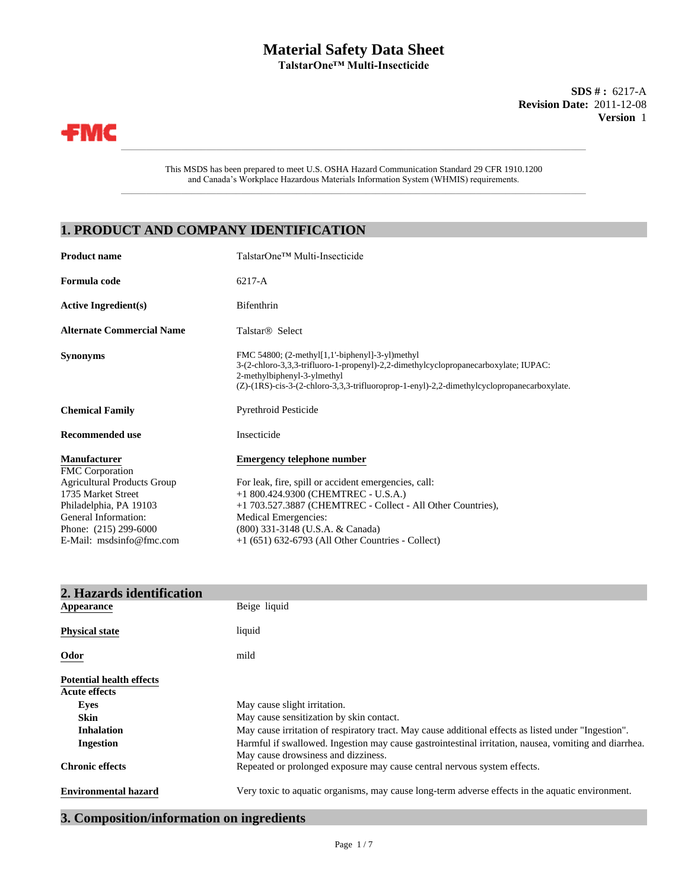# Material Safety Data Sheet

**TalstarOne™ Multi-Insecticide**

**SDS # :** 6217-A
**Revision Date:** 2011-12-08
**Version** 1

FMC

This MSDS has been prepared to meet U.S. OSHA Hazard Communication Standard 29 CFR 1910.1200 and Canada's Workplace Hazardous Materials Information System (WHMIS) requirements.

## 1. PRODUCT AND COMPANY IDENTIFICATION

**Product name**: TalstarOne™ Multi-Insecticide

**Formula code**: 6217-A

**Active Ingredient(s)**: Bifenthrin

**Alternate Commercial Name**: Talstar® Select

**Synonyms**: FMC 54800; (2-methyl[1,1'-biphenyl]-3-yl)methyl 3-(2-chloro-3,3,3-trifluoro-1-propenyl)-2,2-dimethylcyclopropanecarboxylate; IUPAC: 2-methylbiphenyl-3-ylmethyl (Z)-(1RS)-cis-3-(2-chloro-3,3,3-trifluoroprop-1-enyl)-2,2-dimethylcyclopropanecarboxylate.

**Chemical Family**: Pyrethroid Pesticide

**Recommended use**: Insecticide

**Manufacturer**
FMC Corporation
Agricultural Products Group
1735 Market Street
Philadelphia, PA 19103
General Information:
Phone: (215) 299-6000
E-Mail: msdsinfo@fmc.com

**Emergency telephone number**
For leak, fire, spill or accident emergencies, call:
+1 800.424.9300 (CHEMTREC - U.S.A.)
+1 703.527.3887 (CHEMTREC - Collect - All Other Countries),
Medical Emergencies:
(800) 331-3148 (U.S.A. & Canada)
+1 (651) 632-6793 (All Other Countries - Collect)

## 2. Hazards identification

**Appearance**: Beige liquid

**Physical state**: liquid

**Odor**: mild

**Potential health effects**

**Acute effects**

- **Eyes**: May cause slight irritation.
- **Skin**: May cause sensitization by skin contact.
- **Inhalation**: May cause irritation of respiratory tract. May cause additional effects as listed under "Ingestion".
- **Ingestion**: Harmful if swallowed. Ingestion may cause gastrointestinal irritation, nausea, vomiting and diarrhea. May cause drowsiness and dizziness.

**Chronic effects**: Repeated or prolonged exposure may cause central nervous system effects.

**Environmental hazard**: Very toxic to aquatic organisms, may cause long-term adverse effects in the aquatic environment.

## 3. Composition/information on ingredients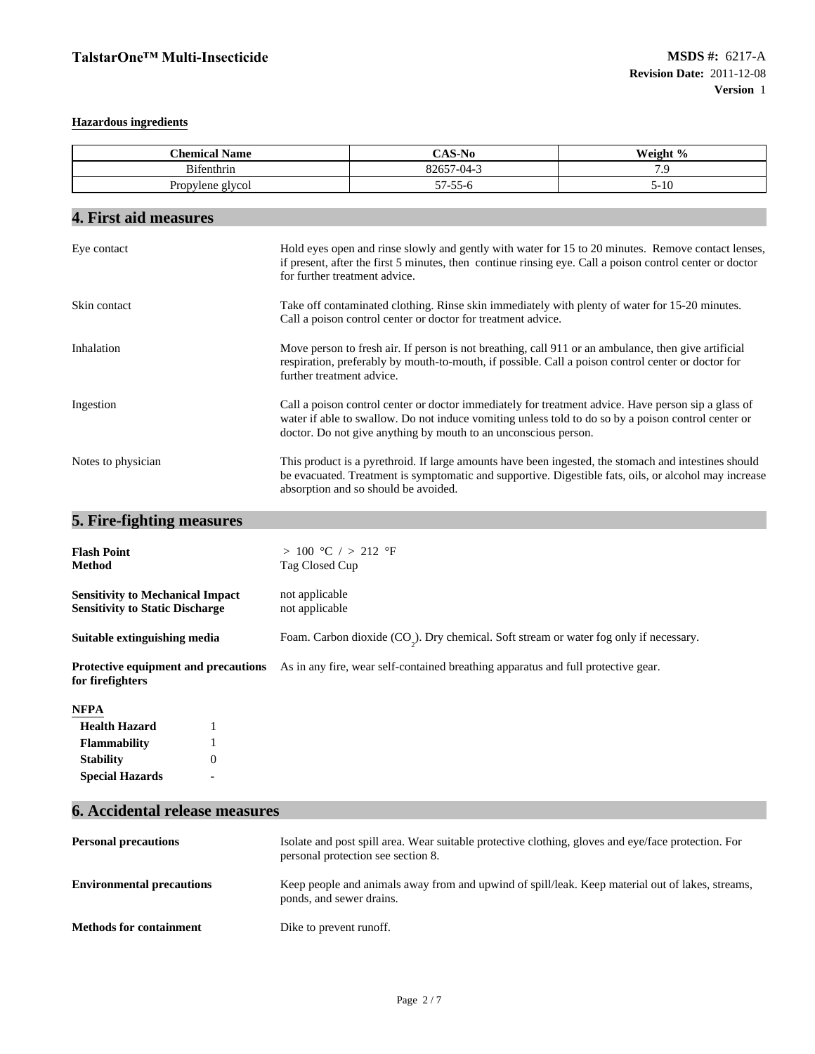**Hazardous ingredients**

| Chemical Name | CAS-No | Weight % |
|---|---|---|
| Bifenthrin | 82657-04-3 | 7.9 |
| Propylene glycol | 57-55-6 | 5-10 |

## 4. First aid measures

**Eye contact**: Hold eyes open and rinse slowly and gently with water for 15 to 20 minutes. Remove contact lenses, if present, after the first 5 minutes, then continue rinsing eye. Call a poison control center or doctor for further treatment advice.

**Skin contact**: Take off contaminated clothing. Rinse skin immediately with plenty of water for 15-20 minutes. Call a poison control center or doctor for treatment advice.

**Inhalation**: Move person to fresh air. If person is not breathing, call 911 or an ambulance, then give artificial respiration, preferably by mouth-to-mouth, if possible. Call a poison control center or doctor for further treatment advice.

**Ingestion**: Call a poison control center or doctor immediately for treatment advice. Have person sip a glass of water if able to swallow. Do not induce vomiting unless told to do so by a poison control center or doctor. Do not give anything by mouth to an unconscious person.

**Notes to physician**: This product is a pyrethroid. If large amounts have been ingested, the stomach and intestines should be evacuated. Treatment is symptomatic and supportive. Digestible fats, oils, or alcohol may increase absorption and so should be avoided.

## 5. Fire-fighting measures

**Flash Point**: > 100 °C / > 212 °F
**Method**: Tag Closed Cup

**Sensitivity to Mechanical Impact**: not applicable
**Sensitivity to Static Discharge**: not applicable

**Suitable extinguishing media**: Foam. Carbon dioxide ($CO_2$). Dry chemical. Soft stream or water fog only if necessary.

**Protective equipment and precautions for firefighters**: As in any fire, wear self-contained breathing apparatus and full protective gear.

**NFPA**

| | |
|---|---|
| **Health Hazard** | 1 |
| **Flammability** | 1 |
| **Stability** | 0 |
| **Special Hazards** | - |

## 6. Accidental release measures

**Personal precautions**: Isolate and post spill area. Wear suitable protective clothing, gloves and eye/face protection. For personal protection see section 8.

**Environmental precautions**: Keep people and animals away from and upwind of spill/leak. Keep material out of lakes, streams, ponds, and sewer drains.

**Methods for containment**: Dike to prevent runoff.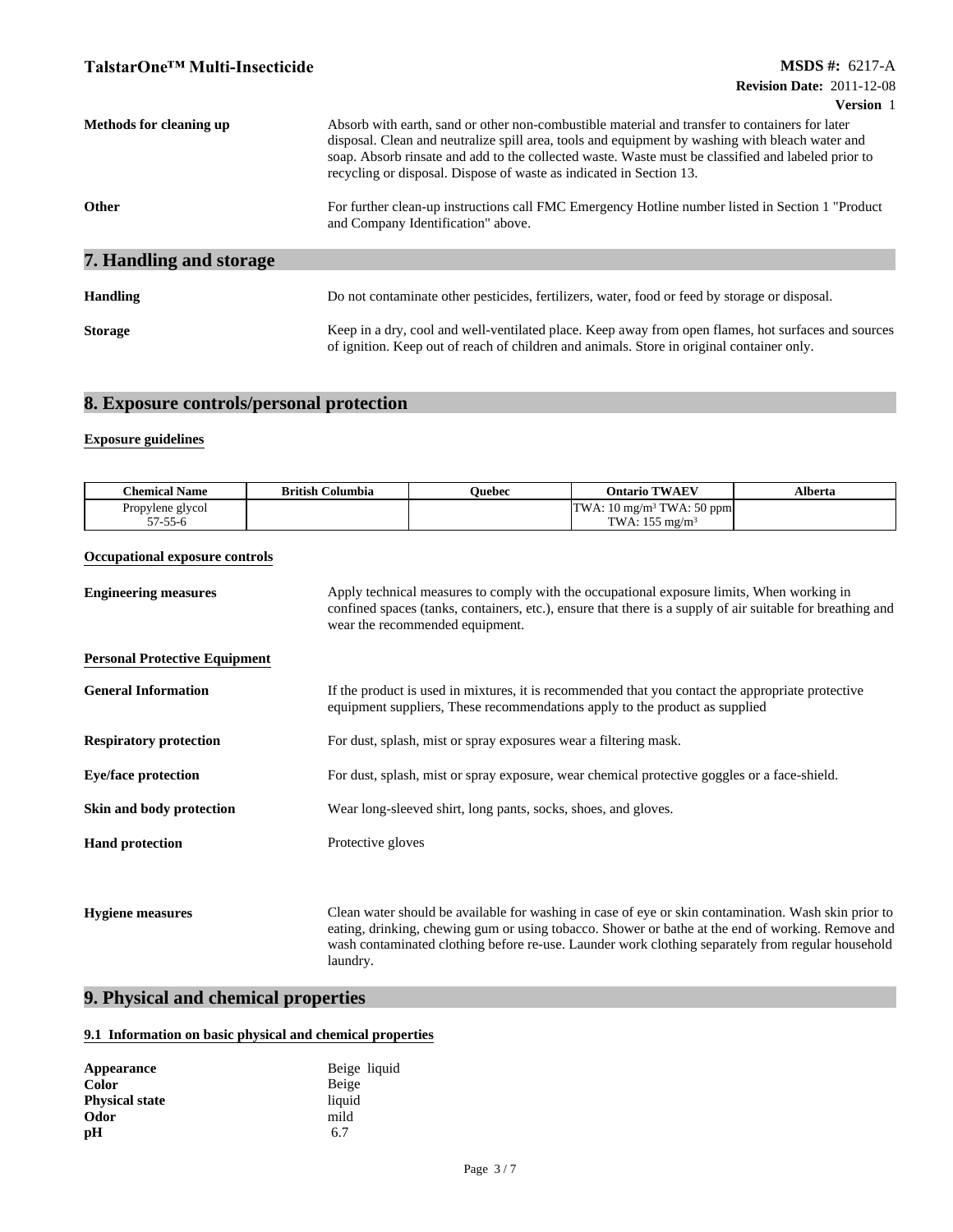**Methods for cleaning up**

Absorb with earth, sand or other non-combustible material and transfer to containers for later disposal. Clean and neutralize spill area, tools and equipment by washing with bleach water and soap. Absorb rinsate and add to the collected waste. Waste must be classified and labeled prior to recycling or disposal. Dispose of waste as indicated in Section 13.

**Other**

For further clean-up instructions call FMC Emergency Hotline number listed in Section 1 "Product and Company Identification" above.

## 7. Handling and storage

**Handling**

Do not contaminate other pesticides, fertilizers, water, food or feed by storage or disposal.

**Storage**

Keep in a dry, cool and well-ventilated place. Keep away from open flames, hot surfaces and sources of ignition. Keep out of reach of children and animals. Store in original container only.

## 8. Exposure controls/personal protection

### Exposure guidelines

| Chemical Name | British Columbia | Quebec | Ontario TWAEV | Alberta |
|---|---|---|---|---|
| Propylene glycol 57-55-6 | | | TWA: 10 mg/m³ TWA: 50 ppm TWA: 155 mg/m³ | |

### Occupational exposure controls

**Engineering measures**

Apply technical measures to comply with the occupational exposure limits, When working in confined spaces (tanks, containers, etc.), ensure that there is a supply of air suitable for breathing and wear the recommended equipment.

### Personal Protective Equipment

**General Information**

If the product is used in mixtures, it is recommended that you contact the appropriate protective equipment suppliers, These recommendations apply to the product as supplied

**Respiratory protection**

For dust, splash, mist or spray exposures wear a filtering mask.

**Eye/face protection**

For dust, splash, mist or spray exposure, wear chemical protective goggles or a face-shield.

**Skin and body protection**

Wear long-sleeved shirt, long pants, socks, shoes, and gloves.

**Hand protection**

Protective gloves

**Hygiene measures**

Clean water should be available for washing in case of eye or skin contamination. Wash skin prior to eating, drinking, chewing gum or using tobacco. Shower or bathe at the end of working. Remove and wash contaminated clothing before re-use. Launder work clothing separately from regular household laundry.

## 9. Physical and chemical properties

### 9.1 Information on basic physical and chemical properties

**Appearance** Beige liquid
**Color** Beige
**Physical state** liquid
**Odor** mild
**pH** 6.7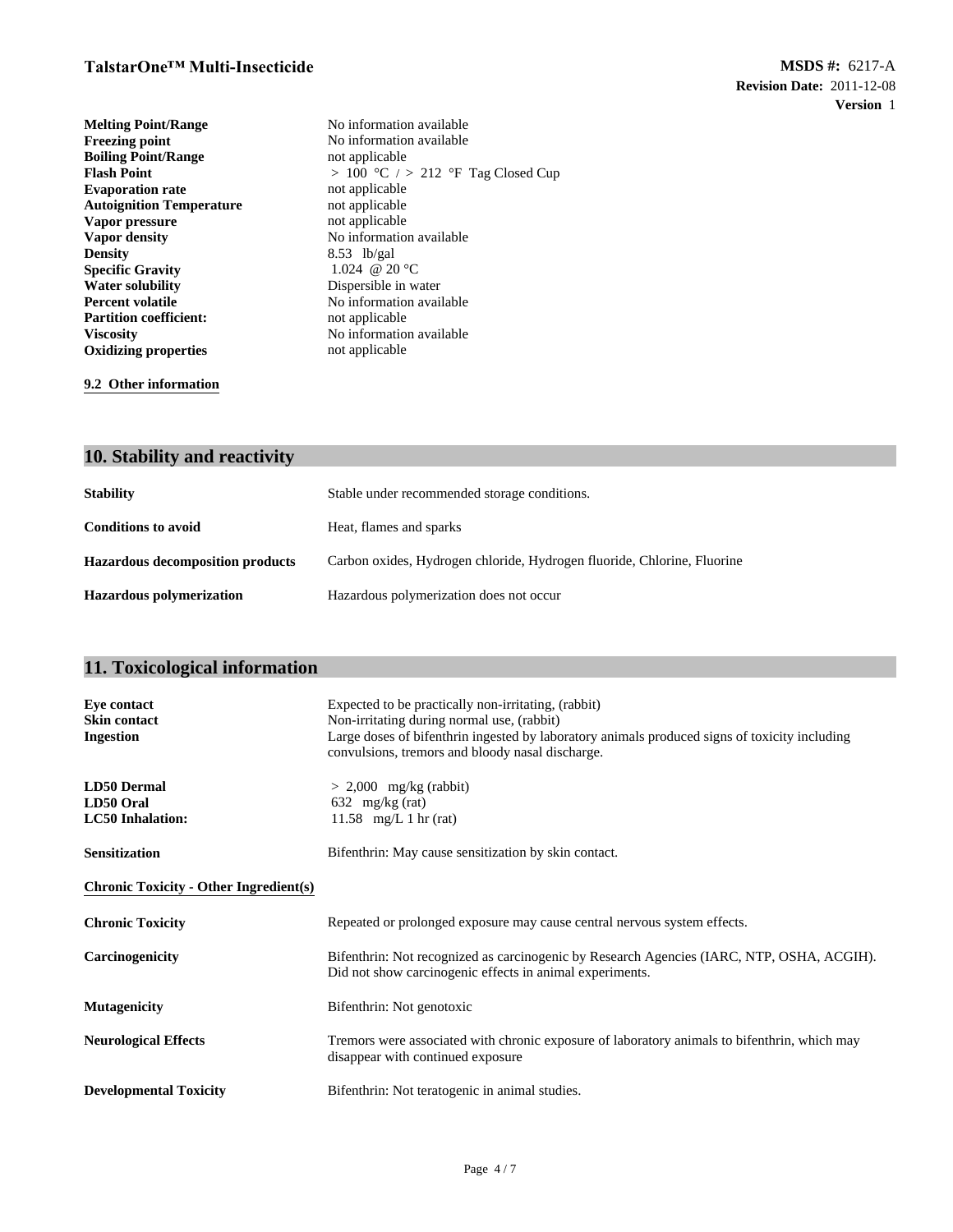| | |
|---|---|
| **Melting Point/Range** | No information available |
| **Freezing point** | No information available |
| **Boiling Point/Range** | not applicable |
| **Flash Point** | > 100 °C / > 212 °F Tag Closed Cup |
| **Evaporation rate** | not applicable |
| **Autoignition Temperature** | not applicable |
| **Vapor pressure** | not applicable |
| **Vapor density** | No information available |
| **Density** | 8.53 lb/gal |
| **Specific Gravity** | 1.024 @ 20 °C |
| **Water solubility** | Dispersible in water |
| **Percent volatile** | No information available |
| **Partition coefficient:** | not applicable |
| **Viscosity** | No information available |
| **Oxidizing properties** | not applicable |

**9.2 Other information**

## 10. Stability and reactivity

| | |
|---|---|
| **Stability** | Stable under recommended storage conditions. |
| **Conditions to avoid** | Heat, flames and sparks |
| **Hazardous decomposition products** | Carbon oxides, Hydrogen chloride, Hydrogen fluoride, Chlorine, Fluorine |
| **Hazardous polymerization** | Hazardous polymerization does not occur |

## 11. Toxicological information

| | |
|---|---|
| **Eye contact** | Expected to be practically non-irritating, (rabbit) |
| **Skin contact** | Non-irritating during normal use, (rabbit) |
| **Ingestion** | Large doses of bifenthrin ingested by laboratory animals produced signs of toxicity including convulsions, tremors and bloody nasal discharge. |

| | |
|---|---|
| **LD50 Dermal** | > 2,000 mg/kg (rabbit) |
| **LD50 Oral** | 632 mg/kg (rat) |
| **LC50 Inhalation:** | 11.58 mg/L 1 hr (rat) |

**Sensitization** Bifenthrin: May cause sensitization by skin contact.

**Chronic Toxicity - Other Ingredient(s)**

| | |
|---|---|
| **Chronic Toxicity** | Repeated or prolonged exposure may cause central nervous system effects. |
| **Carcinogenicity** | Bifenthrin: Not recognized as carcinogenic by Research Agencies (IARC, NTP, OSHA, ACGIH). Did not show carcinogenic effects in animal experiments. |
| **Mutagenicity** | Bifenthrin: Not genotoxic |
| **Neurological Effects** | Tremors were associated with chronic exposure of laboratory animals to bifenthrin, which may disappear with continued exposure |
| **Developmental Toxicity** | Bifenthrin: Not teratogenic in animal studies. |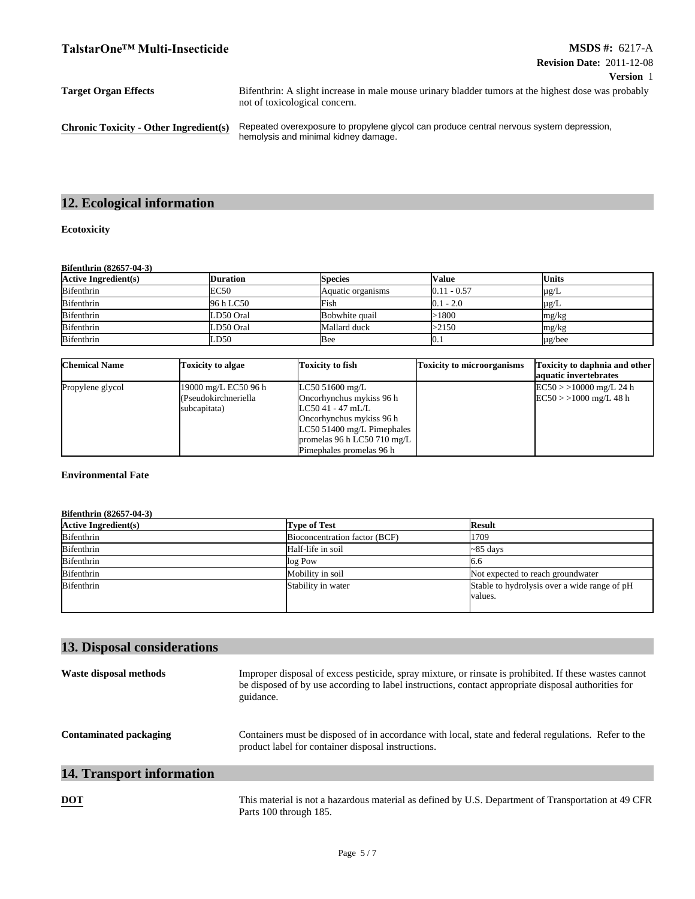| | |
|---|---|
| **Target Organ Effects** | Bifenthrin: A slight increase in male mouse urinary bladder tumors at the highest dose was probably not of toxicological concern. |
| **Chronic Toxicity - Other Ingredient(s)** | Repeated overexposure to propylene glycol can produce central nervous system depression, hemolysis and minimal kidney damage. |

## 12. Ecological information

**Ecotoxicity**

**Bifenthrin (82657-04-3)**

| Active Ingredient(s) | Duration | Species | Value | Units |
|---|---|---|---|---|
| Bifenthrin | EC50 | Aquatic organisms | 0.11 - 0.57 | µg/L |
| Bifenthrin | 96 h LC50 | Fish | 0.1 - 2.0 | µg/L |
| Bifenthrin | LD50 Oral | Bobwhite quail | >1800 | mg/kg |
| Bifenthrin | LD50 Oral | Mallard duck | >2150 | mg/kg |
| Bifenthrin | LD50 | Bee | 0.1 | µg/bee |

| Chemical Name | Toxicity to algae | Toxicity to fish | Toxicity to microorganisms | Toxicity to daphnia and other aquatic invertebrates |
|---|---|---|---|---|
| Propylene glycol | 19000 mg/L EC50 96 h (Pseudokirchneriella subcapitata) | LC50 51600 mg/L Oncorhynchus mykiss 96 h LC50 41 - 47 mL/L Oncorhynchus mykiss 96 h LC50 51400 mg/L Pimephales promelas 96 h LC50 710 mg/L Pimephales promelas 96 h | | EC50 > >10000 mg/L 24 h EC50 > >1000 mg/L 48 h |

**Environmental Fate**

**Bifenthrin (82657-04-3)**

| Active Ingredient(s) | Type of Test | Result |
|---|---|---|
| Bifenthrin | Bioconcentration factor (BCF) | 1709 |
| Bifenthrin | Half-life in soil | ~85 days |
| Bifenthrin | log Pow | 6.6 |
| Bifenthrin | Mobility in soil | Not expected to reach groundwater |
| Bifenthrin | Stability in water | Stable to hydrolysis over a wide range of pH values. |

## 13. Disposal considerations

| | |
|---|---|
| **Waste disposal methods** | Improper disposal of excess pesticide, spray mixture, or rinsate is prohibited. If these wastes cannot be disposed of by use according to label instructions, contact appropriate disposal authorities for guidance. |
| **Contaminated packaging** | Containers must be disposed of in accordance with local, state and federal regulations. Refer to the product label for container disposal instructions. |

## 14. Transport information

| | |
|---|---|
| **DOT** | This material is not a hazardous material as defined by U.S. Department of Transportation at 49 CFR Parts 100 through 185. |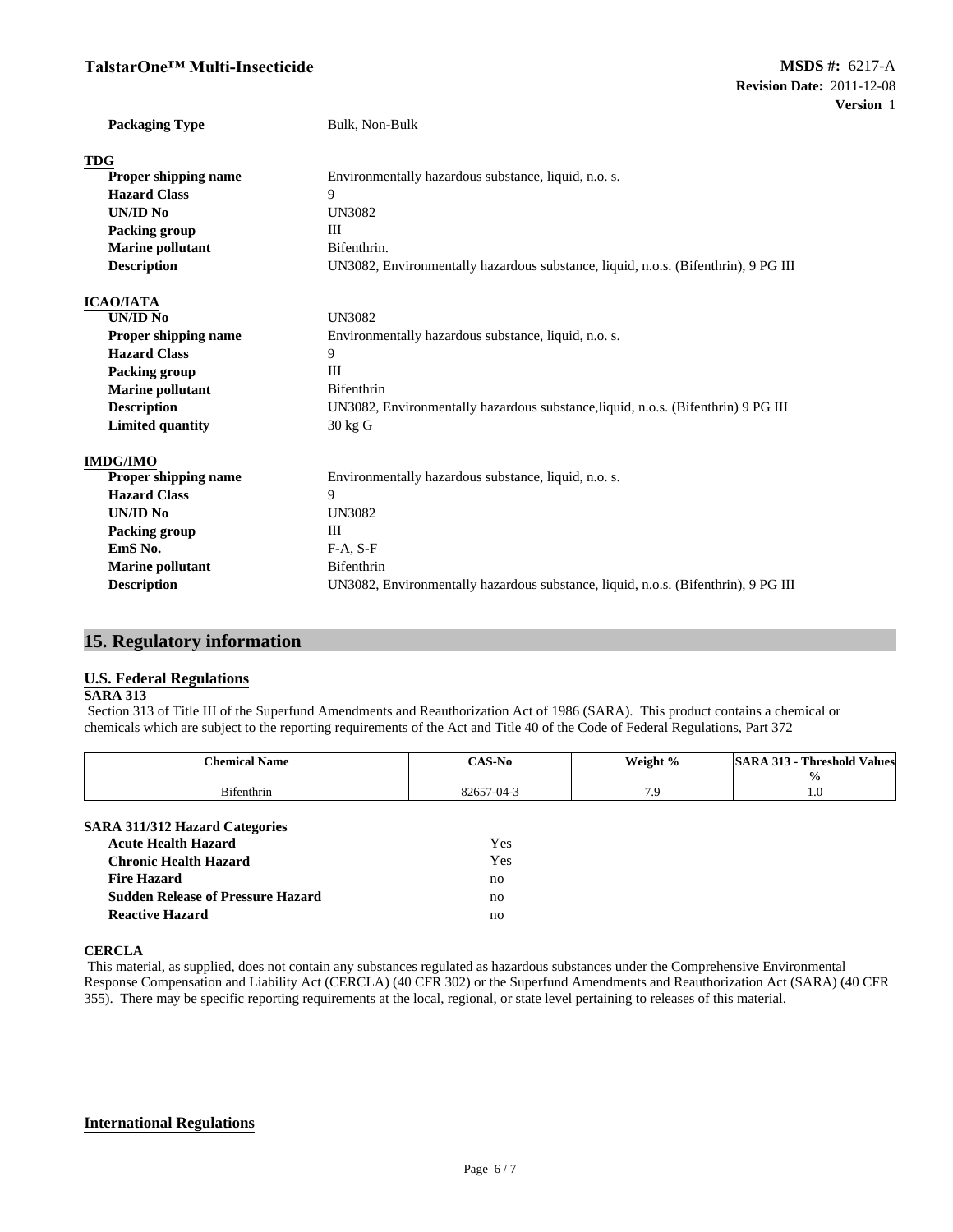| | |
|---|---|
| **Packaging Type** | Bulk, Non-Bulk |

**TDG**

| | |
|---|---|
| **Proper shipping name** | Environmentally hazardous substance, liquid, n.o. s. |
| **Hazard Class** | 9 |
| **UN/ID No** | UN3082 |
| **Packing group** | III |
| **Marine pollutant** | Bifenthrin. |
| **Description** | UN3082, Environmentally hazardous substance, liquid, n.o.s. (Bifenthrin), 9 PG III |

**ICAO/IATA**

| | |
|---|---|
| **UN/ID No** | UN3082 |
| **Proper shipping name** | Environmentally hazardous substance, liquid, n.o. s. |
| **Hazard Class** | 9 |
| **Packing group** | III |
| **Marine pollutant** | Bifenthrin |
| **Description** | UN3082, Environmentally hazardous substance,liquid, n.o.s. (Bifenthrin) 9 PG III |
| **Limited quantity** | 30 kg G |

**IMDG/IMO**

| | |
|---|---|
| **Proper shipping name** | Environmentally hazardous substance, liquid, n.o. s. |
| **Hazard Class** | 9 |
| **UN/ID No** | UN3082 |
| **Packing group** | III |
| **EmS No.** | F-A, S-F |
| **Marine pollutant** | Bifenthrin |
| **Description** | UN3082, Environmentally hazardous substance, liquid, n.o.s. (Bifenthrin), 9 PG III |

## 15. Regulatory information

### U.S. Federal Regulations

**SARA 313**

Section 313 of Title III of the Superfund Amendments and Reauthorization Act of 1986 (SARA). This product contains a chemical or chemicals which are subject to the reporting requirements of the Act and Title 40 of the Code of Federal Regulations, Part 372

| Chemical Name | CAS-No | Weight % | SARA 313 - Threshold Values % |
|---|---|---|---|
| Bifenthrin | 82657-04-3 | 7.9 | 1.0 |

**SARA 311/312 Hazard Categories**

| | |
|---|---|
| **Acute Health Hazard** | Yes |
| **Chronic Health Hazard** | Yes |
| **Fire Hazard** | no |
| **Sudden Release of Pressure Hazard** | no |
| **Reactive Hazard** | no |

**CERCLA**

This material, as supplied, does not contain any substances regulated as hazardous substances under the Comprehensive Environmental Response Compensation and Liability Act (CERCLA) (40 CFR 302) or the Superfund Amendments and Reauthorization Act (SARA) (40 CFR 355). There may be specific reporting requirements at the local, regional, or state level pertaining to releases of this material.

### International Regulations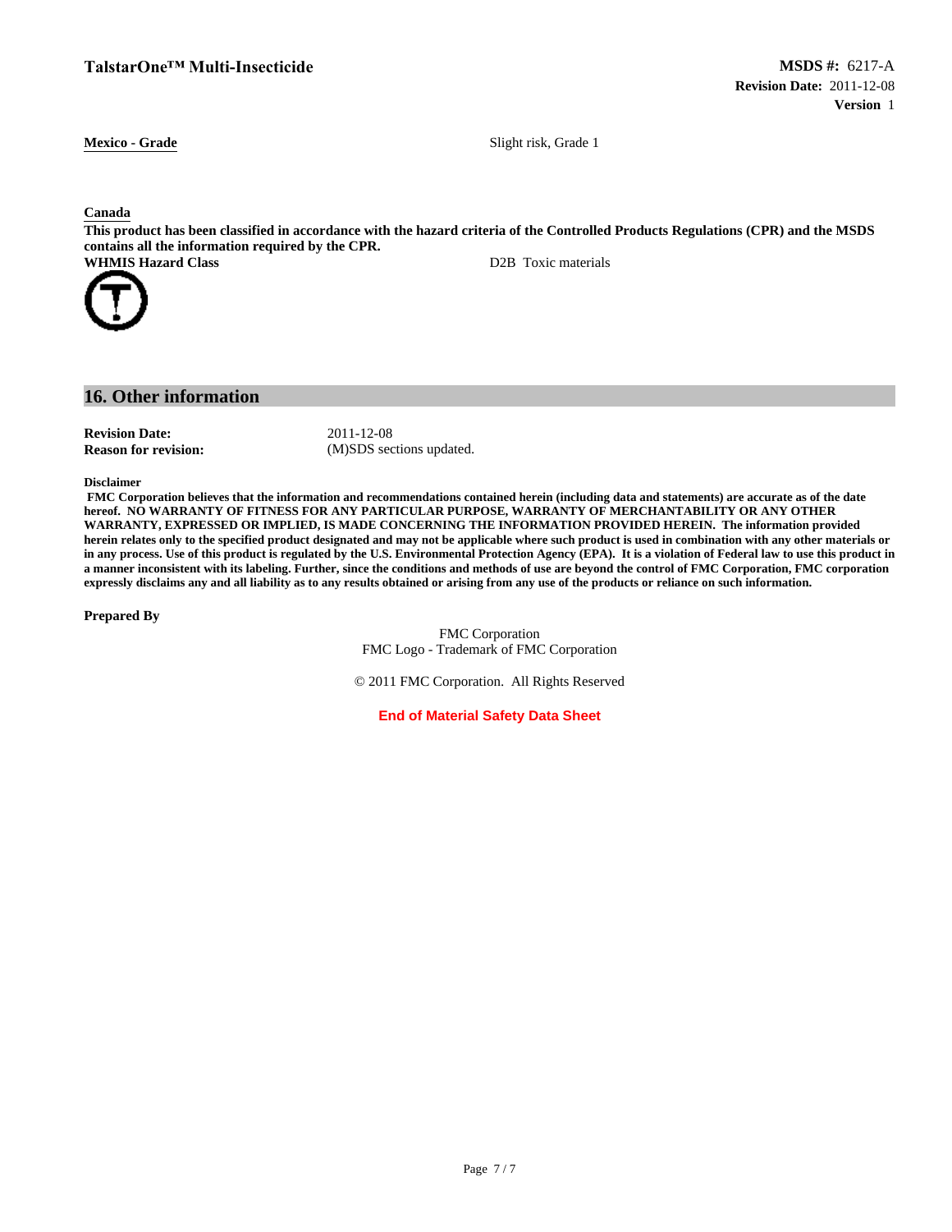**Mexico - Grade** Slight risk, Grade 1

**Canada**

**This product has been classified in accordance with the hazard criteria of the Controlled Products Regulations (CPR) and the MSDS contains all the information required by the CPR.**

**WHMIS Hazard Class** D2B Toxic materials

## 16. Other information

**Revision Date:** 2011-12-08

**Reason for revision:** (M)SDS sections updated.

**Disclaimer**

**FMC Corporation believes that the information and recommendations contained herein (including data and statements) are accurate as of the date hereof. NO WARRANTY OF FITNESS FOR ANY PARTICULAR PURPOSE, WARRANTY OF MERCHANTABILITY OR ANY OTHER WARRANTY, EXPRESSED OR IMPLIED, IS MADE CONCERNING THE INFORMATION PROVIDED HEREIN. The information provided herein relates only to the specified product designated and may not be applicable where such product is used in combination with any other materials or in any process. Use of this product is regulated by the U.S. Environmental Protection Agency (EPA). It is a violation of Federal law to use this product in a manner inconsistent with its labeling. Further, since the conditions and methods of use are beyond the control of FMC Corporation, FMC corporation expressly disclaims any and all liability as to any results obtained or arising from any use of the products or reliance on such information.**

**Prepared By**

FMC Corporation
FMC Logo - Trademark of FMC Corporation

© 2011 FMC Corporation. All Rights Reserved

**End of Material Safety Data Sheet**